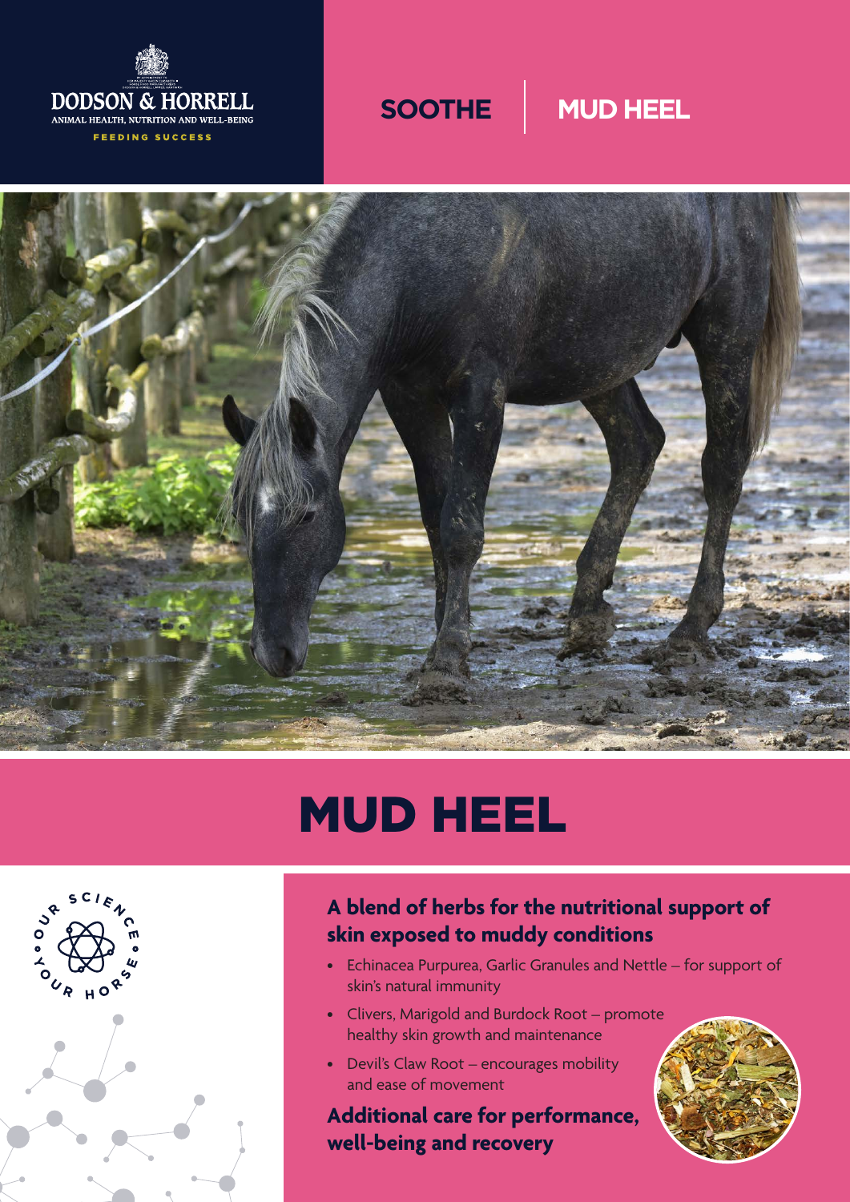DODSON & HORRELL

ANIMAL HEALTH, NUTRITION AND WELL-BEING

FEEDING SUCCESS

SOOTHE | MUD HEEL

# MUD HEEL

OUR SCIENCE • YOUR HORSE •

## A blend of herbs for the nutritional support of skin exposed to muddy conditions

- Echinacea Purpurea, Garlic Granules and Nettle – for support of skin's natural immunity
- Clivers, Marigold and Burdock Root – promote healthy skin growth and maintenance
- Devil's Claw Root – encourages mobility and ease of movement

## Additional care for performance, well-being and recovery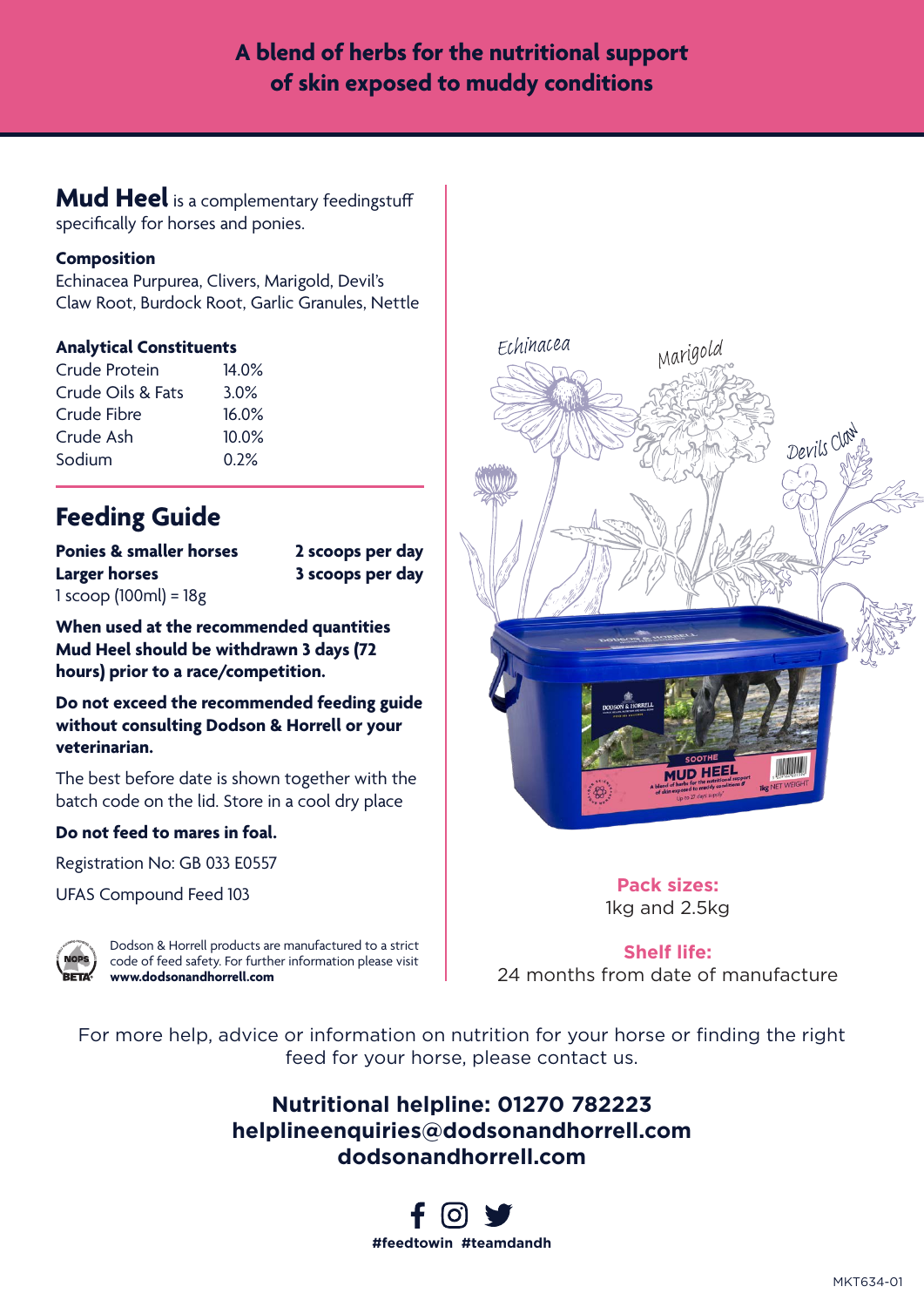## A blend of herbs for the nutritional support of skin exposed to muddy conditions

**Mud Heel** is a complementary feedingstuff specifically for horses and ponies.

**Composition**

Echinacea Purpurea, Clivers, Marigold, Devil's Claw Root, Burdock Root, Garlic Granules, Nettle

**Analytical Constituents**

| | |
|---|---|
| Crude Protein | 14.0% |
| Crude Oils & Fats | 3.0% |
| Crude Fibre | 16.0% |
| Crude Ash | 10.0% |
| Sodium | 0.2% |

## Feeding Guide

| | |
|---|---|
| **Ponies & smaller horses** | **2 scoops per day** |
| **Larger horses** | **3 scoops per day** |

1 scoop (100ml) = 18g

**When used at the recommended quantities Mud Heel should be withdrawn 3 days (72 hours) prior to a race/competition.**

**Do not exceed the recommended feeding guide without consulting Dodson & Horrell or your veterinarian.**

The best before date is shown together with the batch code on the lid. Store in a cool dry place

**Do not feed to mares in foal.**

Registration No: GB 033 E0557

UFAS Compound Feed 103

Dodson & Horrell products are manufactured to a strict code of feed safety. For further information please visit **www.dodsonandhorrell.com**

Echinacea

Marigold

Devils Claw

**Pack sizes:**
1kg and 2.5kg

**Shelf life:**
24 months from date of manufacture

For more help, advice or information on nutrition for your horse or finding the right feed for your horse, please contact us.

**Nutritional helpline: 01270 782223**
**helplineenquiries@dodsonandhorrell.com**
**dodsonandhorrell.com**

**#feedtowin #teamdandh**

MKT634-01